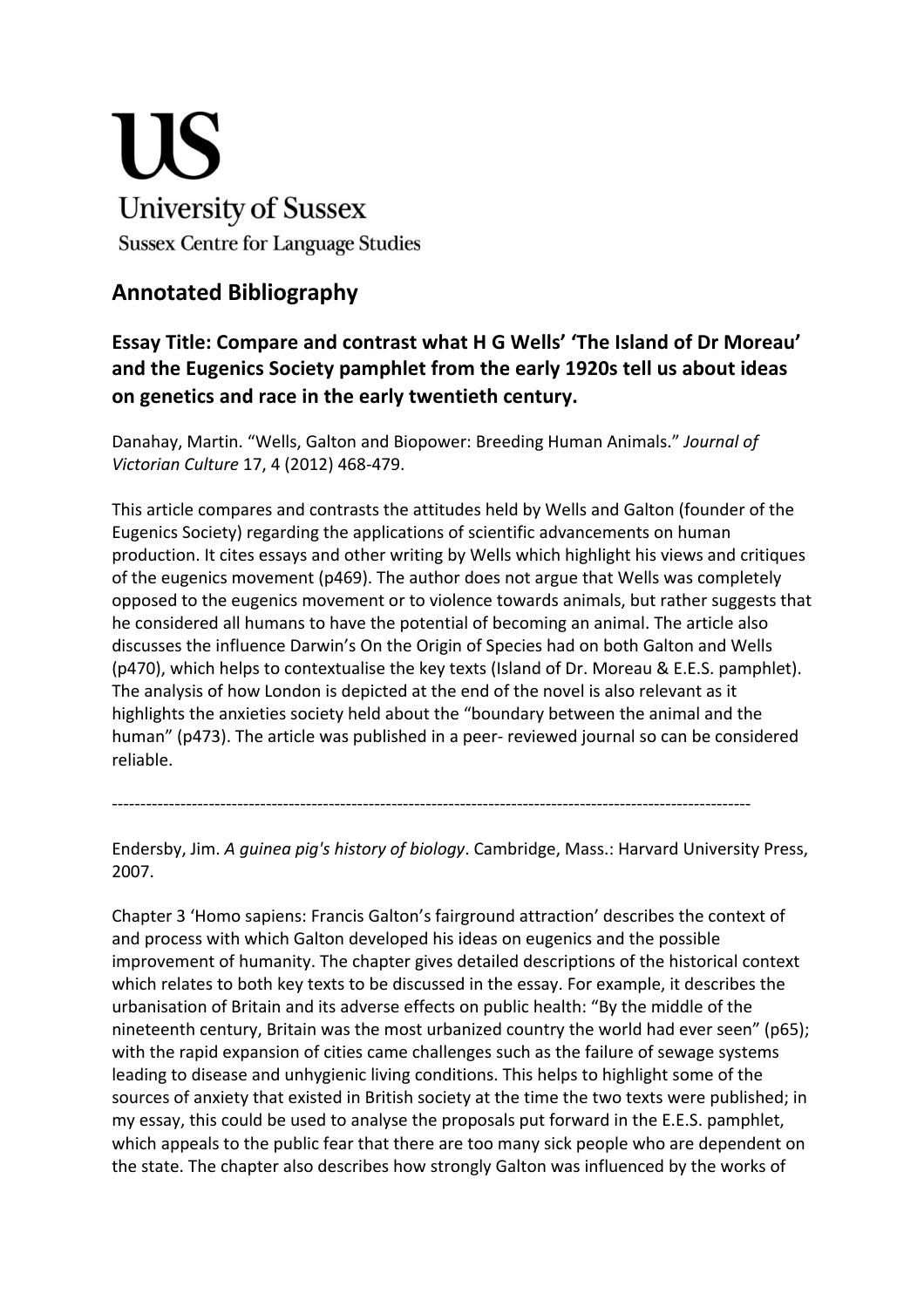US

University of Sussex

Sussex Centre for Language Studies

## Annotated Bibliography

**Essay Title: Compare and contrast what H G Wells' 'The Island of Dr Moreau' and the Eugenics Society pamphlet from the early 1920s tell us about ideas on genetics and race in the early twentieth century.**

Danahay, Martin. "Wells, Galton and Biopower: Breeding Human Animals." *Journal of Victorian Culture* 17, 4 (2012) 468-479.

This article compares and contrasts the attitudes held by Wells and Galton (founder of the Eugenics Society) regarding the applications of scientific advancements on human production. It cites essays and other writing by Wells which highlight his views and critiques of the eugenics movement (p469). The author does not argue that Wells was completely opposed to the eugenics movement or to violence towards animals, but rather suggests that he considered all humans to have the potential of becoming an animal. The article also discusses the influence Darwin's On the Origin of Species had on both Galton and Wells (p470), which helps to contextualise the key texts (Island of Dr. Moreau & E.E.S. pamphlet). The analysis of how London is depicted at the end of the novel is also relevant as it highlights the anxieties society held about the "boundary between the animal and the human" (p473). The article was published in a peer- reviewed journal so can be considered reliable.

---

Endersby, Jim. *A guinea pig's history of biology*. Cambridge, Mass.: Harvard University Press, 2007.

Chapter 3 'Homo sapiens: Francis Galton's fairground attraction' describes the context of and process with which Galton developed his ideas on eugenics and the possible improvement of humanity. The chapter gives detailed descriptions of the historical context which relates to both key texts to be discussed in the essay. For example, it describes the urbanisation of Britain and its adverse effects on public health: "By the middle of the nineteenth century, Britain was the most urbanized country the world had ever seen" (p65); with the rapid expansion of cities came challenges such as the failure of sewage systems leading to disease and unhygienic living conditions. This helps to highlight some of the sources of anxiety that existed in British society at the time the two texts were published; in my essay, this could be used to analyse the proposals put forward in the E.E.S. pamphlet, which appeals to the public fear that there are too many sick people who are dependent on the state. The chapter also describes how strongly Galton was influenced by the works of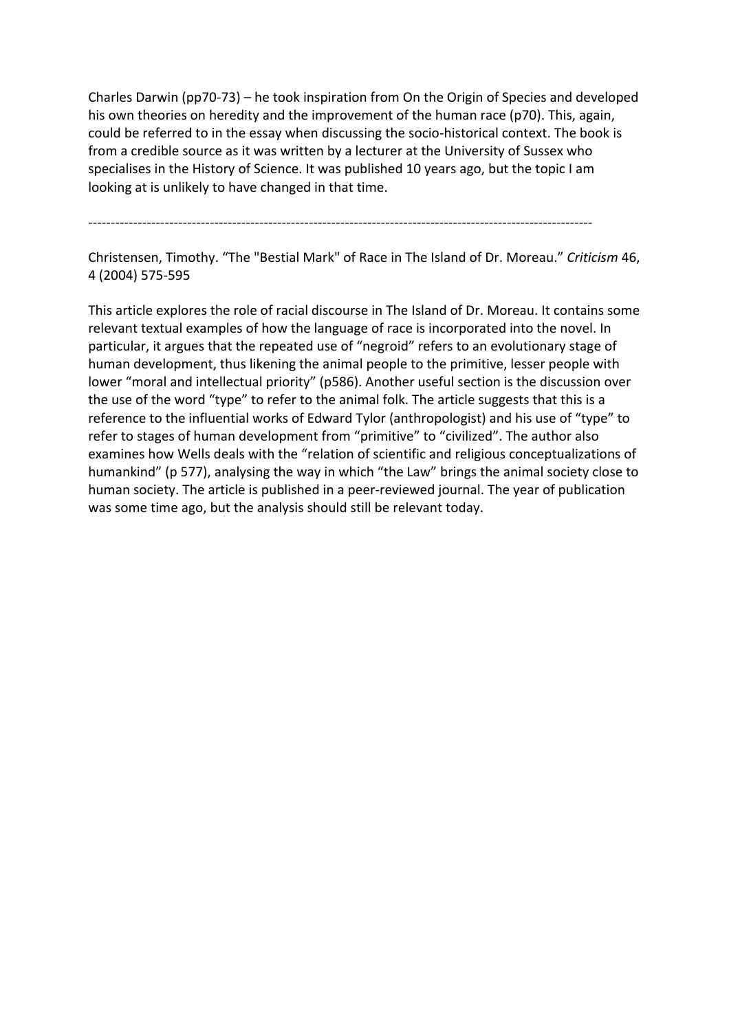Charles Darwin (pp70-73) – he took inspiration from On the Origin of Species and developed his own theories on heredity and the improvement of the human race (p70). This, again, could be referred to in the essay when discussing the socio-historical context. The book is from a credible source as it was written by a lecturer at the University of Sussex who specialises in the History of Science. It was published 10 years ago, but the topic I am looking at is unlikely to have changed in that time.

---

Christensen, Timothy. "The "Bestial Mark" of Race in The Island of Dr. Moreau." *Criticism* 46, 4 (2004) 575-595

This article explores the role of racial discourse in The Island of Dr. Moreau. It contains some relevant textual examples of how the language of race is incorporated into the novel. In particular, it argues that the repeated use of "negroid" refers to an evolutionary stage of human development, thus likening the animal people to the primitive, lesser people with lower "moral and intellectual priority" (p586). Another useful section is the discussion over the use of the word "type" to refer to the animal folk. The article suggests that this is a reference to the influential works of Edward Tylor (anthropologist) and his use of "type" to refer to stages of human development from "primitive" to "civilized". The author also examines how Wells deals with the "relation of scientific and religious conceptualizations of humankind" (p 577), analysing the way in which "the Law" brings the animal society close to human society. The article is published in a peer-reviewed journal. The year of publication was some time ago, but the analysis should still be relevant today.